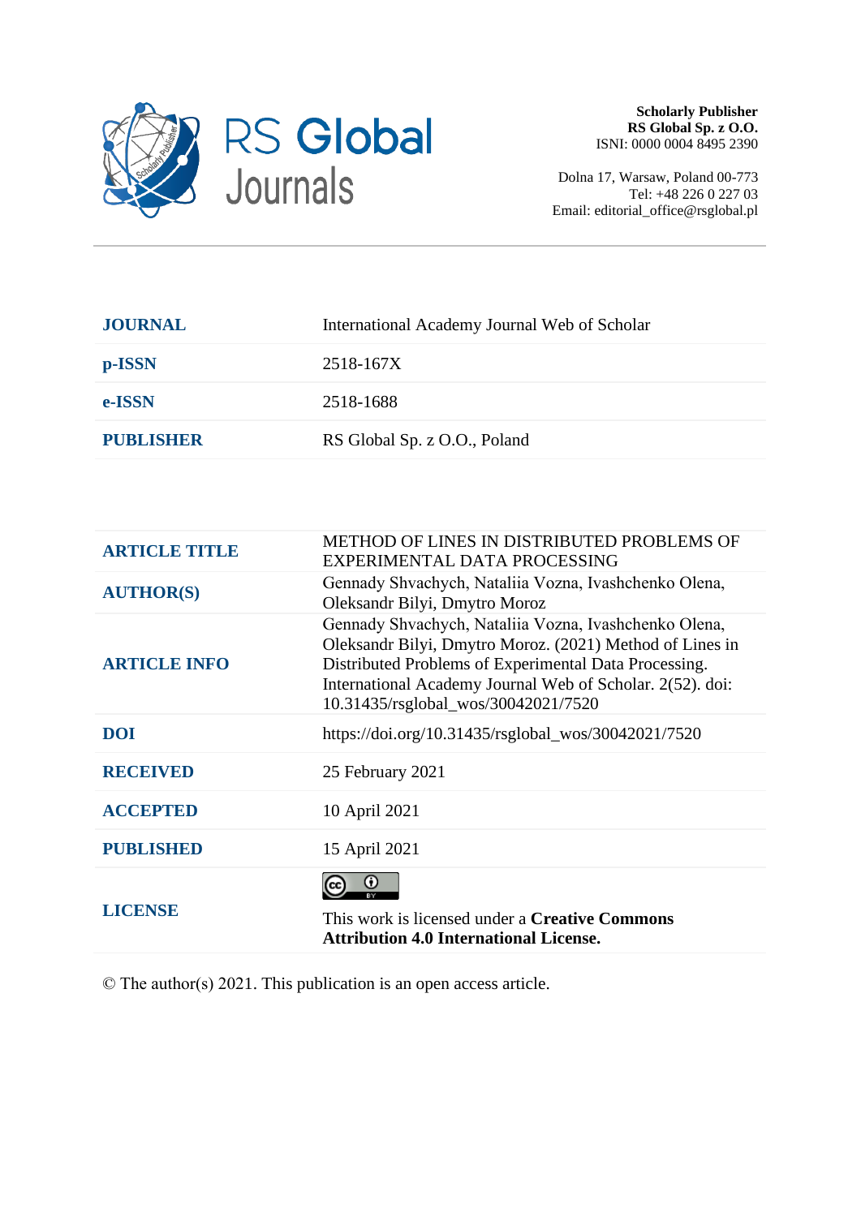**Scholarly Publisher**
**RS Global Sp. z O.O.**
ISNI: 0000 0004 8495 2390

Dolna 17, Warsaw, Poland 00-773
Tel: +48 226 0 227 03
Email: editorial_office@rsglobal.pl

| | |
|---|---|
| **JOURNAL** | International Academy Journal Web of Scholar |
| **p-ISSN** | 2518-167X |
| **e-ISSN** | 2518-1688 |
| **PUBLISHER** | RS Global Sp. z O.O., Poland |

| | |
|---|---|
| **ARTICLE TITLE** | METHOD OF LINES IN DISTRIBUTED PROBLEMS OF EXPERIMENTAL DATA PROCESSING |
| **AUTHOR(S)** | Gennady Shvachych, Nataliia Vozna, Ivashchenko Olena, Oleksandr Bilyi, Dmytro Moroz |
| **ARTICLE INFO** | Gennady Shvachych, Nataliia Vozna, Ivashchenko Olena, Oleksandr Bilyi, Dmytro Moroz. (2021) Method of Lines in Distributed Problems of Experimental Data Processing. International Academy Journal Web of Scholar. 2(52). doi: 10.31435/rsglobal_wos/30042021/7520 |
| **DOI** | https://doi.org/10.31435/rsglobal_wos/30042021/7520 |
| **RECEIVED** | 25 February 2021 |
| **ACCEPTED** | 10 April 2021 |
| **PUBLISHED** | 15 April 2021 |
| **LICENSE** | This work is licensed under a **Creative Commons Attribution 4.0 International License.** |

© The author(s) 2021. This publication is an open access article.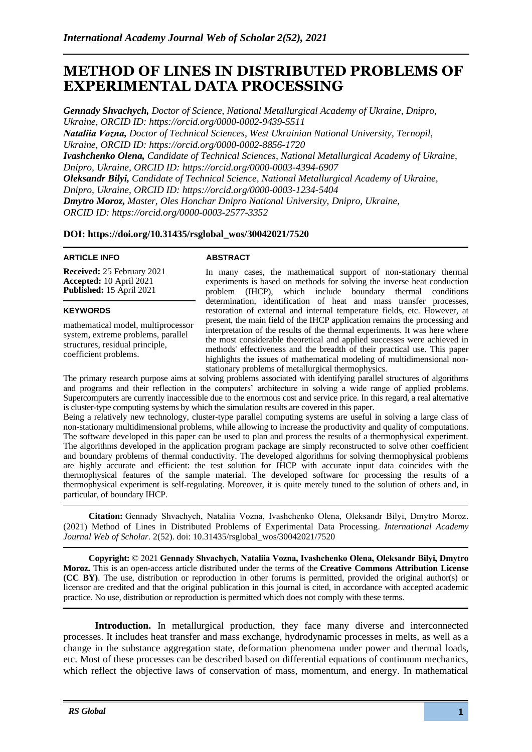# METHOD OF LINES IN DISTRIBUTED PROBLEMS OF EXPERIMENTAL DATA PROCESSING

***Gennady Shvachych,** Doctor of Science, National Metallurgical Academy of Ukraine, Dnipro, Ukraine, ORCID ID: https://orcid.org/0000-0002-9439-5511*
***Nataliia Vozna,** Doctor of Technical Sciences, West Ukrainian National University, Ternopil, Ukraine, ORCID ID: https://orcid.org/0000-0002-8856-1720*
***Ivashchenko Olena,** Candidate of Technical Sciences, National Metallurgical Academy of Ukraine, Dnipro, Ukraine, ORCID ID: https://orcid.org/0000-0003-4394-6907*
***Oleksandr Bilyi,** Candidate of Technical Science, National Metallurgical Academy of Ukraine, Dnipro, Ukraine, ORCID ID: https://orcid.org/0000-0003-1234-5404*
***Dmytro Moroz,** Master, Oles Honchar Dnipro National University, Dnipro, Ukraine, ORCID ID: https://orcid.org/0000-0003-2577-3352*

**DOI: https://doi.org/10.31435/rsglobal_wos/30042021/7520**

**ARTICLE INFO**

**Received:** 25 February 2021
**Accepted:** 10 April 2021
**Published:** 15 April 2021

**KEYWORDS**

mathematical model, multiprocessor system, extreme problems, parallel structures, residual principle, coefficient problems.

**ABSTRACT**

In many cases, the mathematical support of non-stationary thermal experiments is based on methods for solving the inverse heat conduction problem (IHCP), which include boundary thermal conditions determination, identification of heat and mass transfer processes, restoration of external and internal temperature fields, etc. However, at present, the main field of the IHCP application remains the processing and interpretation of the results of the thermal experiments. It was here where the most considerable theoretical and applied successes were achieved in methods' effectiveness and the breadth of their practical use. This paper highlights the issues of mathematical modeling of multidimensional non-stationary problems of metallurgical thermophysics.

The primary research purpose aims at solving problems associated with identifying parallel structures of algorithms and programs and their reflection in the computers' architecture in solving a wide range of applied problems. Supercomputers are currently inaccessible due to the enormous cost and service price. In this regard, a real alternative is cluster-type computing systems by which the simulation results are covered in this paper.

Being a relatively new technology, cluster-type parallel computing systems are useful in solving a large class of non-stationary multidimensional problems, while allowing to increase the productivity and quality of computations. The software developed in this paper can be used to plan and process the results of a thermophysical experiment. The algorithms developed in the application program package are simply reconstructed to solve other coefficient and boundary problems of thermal conductivity. The developed algorithms for solving thermophysical problems are highly accurate and efficient: the test solution for IHCP with accurate input data coincides with the thermophysical features of the sample material. The developed software for processing the results of a thermophysical experiment is self-regulating. Moreover, it is quite merely tuned to the solution of others and, in particular, of boundary IHCP.

**Citation:** Gennady Shvachych, Nataliia Vozna, Ivashchenko Olena, Oleksandr Bilyi, Dmytro Moroz. (2021) Method of Lines in Distributed Problems of Experimental Data Processing. *International Academy Journal Web of Scholar.* 2(52). doi: 10.31435/rsglobal_wos/30042021/7520

**Copyright:** © 2021 **Gennady Shvachych, Nataliia Vozna, Ivashchenko Olena, Oleksandr Bilyi, Dmytro Moroz.** This is an open-access article distributed under the terms of the **Creative Commons Attribution License (CC BY)**. The use, distribution or reproduction in other forums is permitted, provided the original author(s) or licensor are credited and that the original publication in this journal is cited, in accordance with accepted academic practice. No use, distribution or reproduction is permitted which does not comply with these terms.

**Introduction.** In metallurgical production, they face many diverse and interconnected processes. It includes heat transfer and mass exchange, hydrodynamic processes in melts, as well as a change in the substance aggregation state, deformation phenomena under power and thermal loads, etc. Most of these processes can be described based on differential equations of continuum mechanics, which reflect the objective laws of conservation of mass, momentum, and energy. In mathematical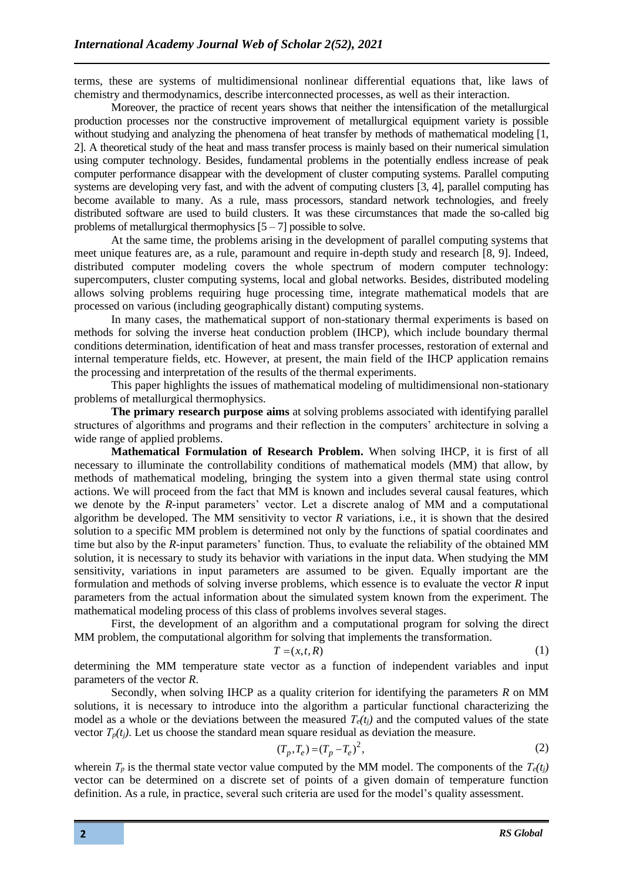terms, these are systems of multidimensional nonlinear differential equations that, like laws of chemistry and thermodynamics, describe interconnected processes, as well as their interaction.

Moreover, the practice of recent years shows that neither the intensification of the metallurgical production processes nor the constructive improvement of metallurgical equipment variety is possible without studying and analyzing the phenomena of heat transfer by methods of mathematical modeling [1, 2]. A theoretical study of the heat and mass transfer process is mainly based on their numerical simulation using computer technology. Besides, fundamental problems in the potentially endless increase of peak computer performance disappear with the development of cluster computing systems. Parallel computing systems are developing very fast, and with the advent of computing clusters [3, 4], parallel computing has become available to many. As a rule, mass processors, standard network technologies, and freely distributed software are used to build clusters. It was these circumstances that made the so-called big problems of metallurgical thermophysics [5 – 7] possible to solve.

At the same time, the problems arising in the development of parallel computing systems that meet unique features are, as a rule, paramount and require in-depth study and research [8, 9]. Indeed, distributed computer modeling covers the whole spectrum of modern computer technology: supercomputers, cluster computing systems, local and global networks. Besides, distributed modeling allows solving problems requiring huge processing time, integrate mathematical models that are processed on various (including geographically distant) computing systems.

In many cases, the mathematical support of non-stationary thermal experiments is based on methods for solving the inverse heat conduction problem (IHCP), which include boundary thermal conditions determination, identification of heat and mass transfer processes, restoration of external and internal temperature fields, etc. However, at present, the main field of the IHCP application remains the processing and interpretation of the results of the thermal experiments.

This paper highlights the issues of mathematical modeling of multidimensional non-stationary problems of metallurgical thermophysics.

**The primary research purpose aims** at solving problems associated with identifying parallel structures of algorithms and programs and their reflection in the computers' architecture in solving a wide range of applied problems.

**Mathematical Formulation of Research Problem.** When solving IHCP, it is first of all necessary to illuminate the controllability conditions of mathematical models (MM) that allow, by methods of mathematical modeling, bringing the system into a given thermal state using control actions. We will proceed from the fact that MM is known and includes several causal features, which we denote by the *R*-input parameters' vector. Let a discrete analog of MM and a computational algorithm be developed. The MM sensitivity to vector *R* variations, i.e., it is shown that the desired solution to a specific MM problem is determined not only by the functions of spatial coordinates and time but also by the *R*-input parameters' function. Thus, to evaluate the reliability of the obtained MM solution, it is necessary to study its behavior with variations in the input data. When studying the MM sensitivity, variations in input parameters are assumed to be given. Equally important are the formulation and methods of solving inverse problems, which essence is to evaluate the vector *R* input parameters from the actual information about the simulated system known from the experiment. The mathematical modeling process of this class of problems involves several stages.

First, the development of an algorithm and a computational program for solving the direct MM problem, the computational algorithm for solving that implements the transformation.

$$T = (x, t, R) \tag{1}$$

determining the MM temperature state vector as a function of independent variables and input parameters of the vector *R*.

Secondly, when solving IHCP as a quality criterion for identifying the parameters *R* on MM solutions, it is necessary to introduce into the algorithm a particular functional characterizing the model as a whole or the deviations between the measured $T_e(t_j)$ and the computed values of the state vector $T_p(t_j)$. Let us choose the standard mean square residual as deviation the measure.

$$(T_p, T_e) = (T_p - T_e)^2, \tag{2}$$

wherein $T_p$ is the thermal state vector value computed by the MM model. The components of the $T_e(t_j)$ vector can be determined on a discrete set of points of a given domain of temperature function definition. As a rule, in practice, several such criteria are used for the model's quality assessment.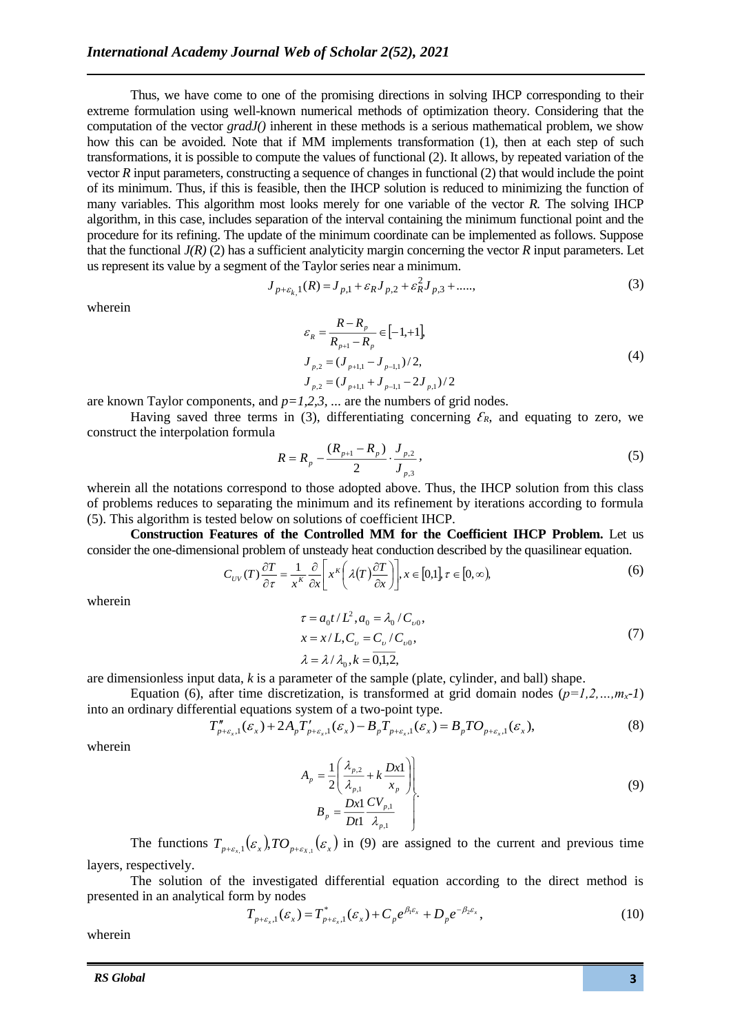Thus, we have come to one of the promising directions in solving IHCP corresponding to their extreme formulation using well-known numerical methods of optimization theory. Considering that the computation of the vector *gradJ()* inherent in these methods is a serious mathematical problem, we show how this can be avoided. Note that if MM implements transformation (1), then at each step of such transformations, it is possible to compute the values of functional (2). It allows, by repeated variation of the vector *R* input parameters, constructing a sequence of changes in functional (2) that would include the point of its minimum. Thus, if this is feasible, then the IHCP solution is reduced to minimizing the function of many variables. This algorithm most looks merely for one variable of the vector *R.* The solving IHCP algorithm, in this case, includes separation of the interval containing the minimum functional point and the procedure for its refining. The update of the minimum coordinate can be implemented as follows. Suppose that the functional *J(R)* (2) has a sufficient analyticity margin concerning the vector *R* input parameters. Let us represent its value by a segment of the Taylor series near a minimum.

$$J_{p+\varepsilon_k,1}(R) = J_{p,1} + \varepsilon_R J_{p,2} + \varepsilon_R^2 J_{p,3} + ....., \tag{3}$$

wherein

$$\begin{aligned} \varepsilon_R &= \frac{R - R_p}{R_{p+1} - R_p} \in [-1,+1], \\ J_{p,2} &= (J_{p+1,1} - J_{p-1,1})/2, \\ J_{p,2} &= (J_{p+1,1} + J_{p-1,1} - 2J_{p,1})/2 \end{aligned} \tag{4}$$

are known Taylor components, and $p=1,2,3,$ ... are the numbers of grid nodes.

Having saved three terms in (3), differentiating concerning $\varepsilon_R$, and equating to zero, we construct the interpolation formula

$$R = R_p - \frac{(R_{p+1} - R_p)}{2} \cdot \frac{J_{p,2}}{J_{p,3}}, \tag{5}$$

wherein all the notations correspond to those adopted above. Thus, the IHCP solution from this class of problems reduces to separating the minimum and its refinement by iterations according to formula (5). This algorithm is tested below on solutions of coefficient IHCP.

**Construction Features of the Controlled MM for the Coefficient IHCP Problem.** Let us consider the one-dimensional problem of unsteady heat conduction described by the quasilinear equation.

$$C_{UV}(T)\frac{\partial T}{\partial \tau} = \frac{1}{x^K}\frac{\partial}{\partial x}\left[x^K\left(\lambda(T)\frac{\partial T}{\partial x}\right)\right], x \in [0,1], \tau \in [0,\infty), \tag{6}$$

wherein

$$\begin{aligned} &\tau = a_0 t / L^2, a_0 = \lambda_0 / C_{\upsilon 0}, \\ &x = x / L, C_\upsilon = C_\upsilon / C_{\upsilon 0}, \\ &\lambda = \lambda / \lambda_0, k = \overline{0,1,2}, \end{aligned} \tag{7}$$

are dimensionless input data, *k* is a parameter of the sample (plate, cylinder, and ball) shape.

Equation (6), after time discretization, is transformed at grid domain nodes ($p=1,2,...,m_x-1$) into an ordinary differential equations system of a two-point type.

$$T''_{p+\varepsilon_x,1}(\varepsilon_x) + 2A_p T'_{p+\varepsilon_x,1}(\varepsilon_x) - B_p T_{p+\varepsilon_x,1}(\varepsilon_x) = B_p TO_{p+\varepsilon_x,1}(\varepsilon_x), \tag{8}$$

wherein

$$\left.\begin{aligned} A_p &= \frac{1}{2}\left(\frac{\lambda_{p,2}}{\lambda_{p,1}} + k\frac{Dx1}{x_p}\right) \\ B_p &= \frac{Dx1}{Dt1}\frac{CV_{p,1}}{\lambda_{p,1}} \end{aligned}\right\}. \tag{9}$$

The functions $T_{p+\varepsilon_x,1}(\varepsilon_x), TO_{p+\varepsilon_{x},1}(\varepsilon_x)$ in (9) are assigned to the current and previous time layers, respectively.

The solution of the investigated differential equation according to the direct method is presented in an analytical form by nodes

$$T_{p+\varepsilon_x,1}(\varepsilon_x) = T^*_{p+\varepsilon_x,1}(\varepsilon_x) + C_p e^{\beta_1 \varepsilon_x} + D_p e^{-\beta_2 \varepsilon_x}, \tag{10}$$

wherein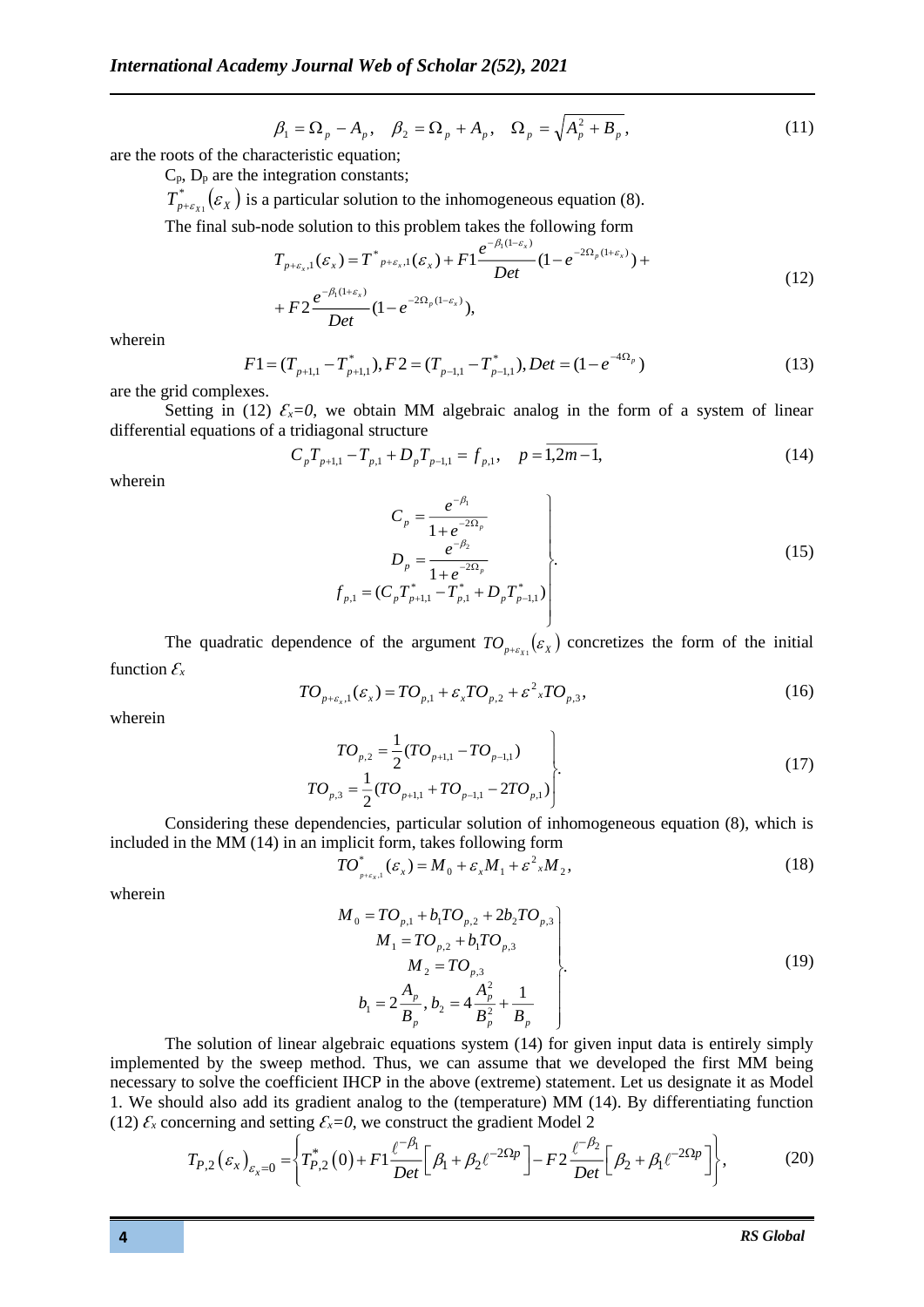$$\beta_1 = \Omega_p - A_p, \quad \beta_2 = \Omega_p + A_p, \quad \Omega_p = \sqrt{A_p^2 + B_p}, \tag{11}$$

are the roots of the characteristic equation;

$C_p$, $D_p$ are the integration constants;

$T^*_{p+\varepsilon_{x1}}(\varepsilon_X)$ is a particular solution to the inhomogeneous equation (8).

The final sub-node solution to this problem takes the following form

$$T_{p+\varepsilon_x,1}(\varepsilon_x) = T^*{}_{p+\varepsilon_x,1}(\varepsilon_x) + F1\frac{e^{-\beta_1(1-\varepsilon_x)}}{Det}(1-e^{-2\Omega_p(1+\varepsilon_x)}) + $$
$$+ F2\frac{e^{-\beta_1(1+\varepsilon_x)}}{Det}(1-e^{-2\Omega_p(1-\varepsilon_x)}), \tag{12}$$

wherein

$$F1 = (T_{p+1,1} - T^*_{p+1,1}), F2 = (T_{p-1,1} - T^*_{p-1,1}), Det = (1-e^{-4\Omega_p}) \tag{13}$$

are the grid complexes.

Setting in (12) $\mathcal{E}_x=0$, we obtain MM algebraic analog in the form of a system of linear differential equations of a tridiagonal structure

$$C_p T_{p+1,1} - T_{p,1} + D_p T_{p-1,1} = f_{p,1}, \quad p = \overline{1,2m-1}, \tag{14}$$

wherein

$$\left.\begin{aligned} C_p &= \frac{e^{-\beta_1}}{1+e^{-2\Omega_p}} \\ D_p &= \frac{e^{-\beta_2}}{1+e^{-2\Omega_p}} \\ f_{p,1} &= (C_p T^*_{p+1,1} - T^*_{p,1} + D_p T^*_{p-1,1}) \end{aligned}\right\}. \tag{15}$$

The quadratic dependence of the argument $TO_{p+\varepsilon_{x1}}(\varepsilon_X)$ concretizes the form of the initial function $\mathcal{E}_x$

$$TO_{p+\varepsilon_x,1}(\varepsilon_x) = TO_{p,1} + \varepsilon_x TO_{p,2} + \varepsilon^2{}_x TO_{p,3}, \tag{16}$$

wherein

$$\left.\begin{aligned} TO_{p,2} &= \frac{1}{2}(TO_{p+1,1} - TO_{p-1,1}) \\ TO_{p,3} &= \frac{1}{2}(TO_{p+1,1} + TO_{p-1,1} - 2TO_{p,1}) \end{aligned}\right\}. \tag{17}$$

Considering these dependencies, particular solution of inhomogeneous equation (8), which is included in the MM (14) in an implicit form, takes following form

$$TO^*_{p+\varepsilon_x,1}(\varepsilon_x) = M_0 + \varepsilon_x M_1 + \varepsilon^2{}_x M_2, \tag{18}$$

wherein

$$\left.\begin{aligned} M_0 &= TO_{p,1} + b_1 TO_{p,2} + 2b_2 TO_{p,3} \\ M_1 &= TO_{p,2} + b_1 TO_{p,3} \\ M_2 &= TO_{p,3} \\ b_1 &= 2\frac{A_p}{B_p}, b_2 = 4\frac{A_p^2}{B_p^2} + \frac{1}{B_p} \end{aligned}\right\}. \tag{19}$$

The solution of linear algebraic equations system (14) for given input data is entirely simply implemented by the sweep method. Thus, we can assume that we developed the first MM being necessary to solve the coefficient IHCP in the above (extreme) statement. Let us designate it as Model 1. We should also add its gradient analog to the (temperature) MM (14). By differentiating function (12) $\mathcal{E}_x$ concerning and setting $\mathcal{E}_x=0$, we construct the gradient Model 2

$$T_{P,2}(\varepsilon_x)_{\varepsilon_x=0} = \left\{T^*_{P,2}(0) + F1\frac{\ell^{-\beta_1}}{Det}\left[\beta_1 + \beta_2 \ell^{-2\Omega p}\right] - F2\frac{\ell^{-\beta_2}}{Det}\left[\beta_2 + \beta_1 \ell^{-2\Omega p}\right]\right\}, \tag{20}$$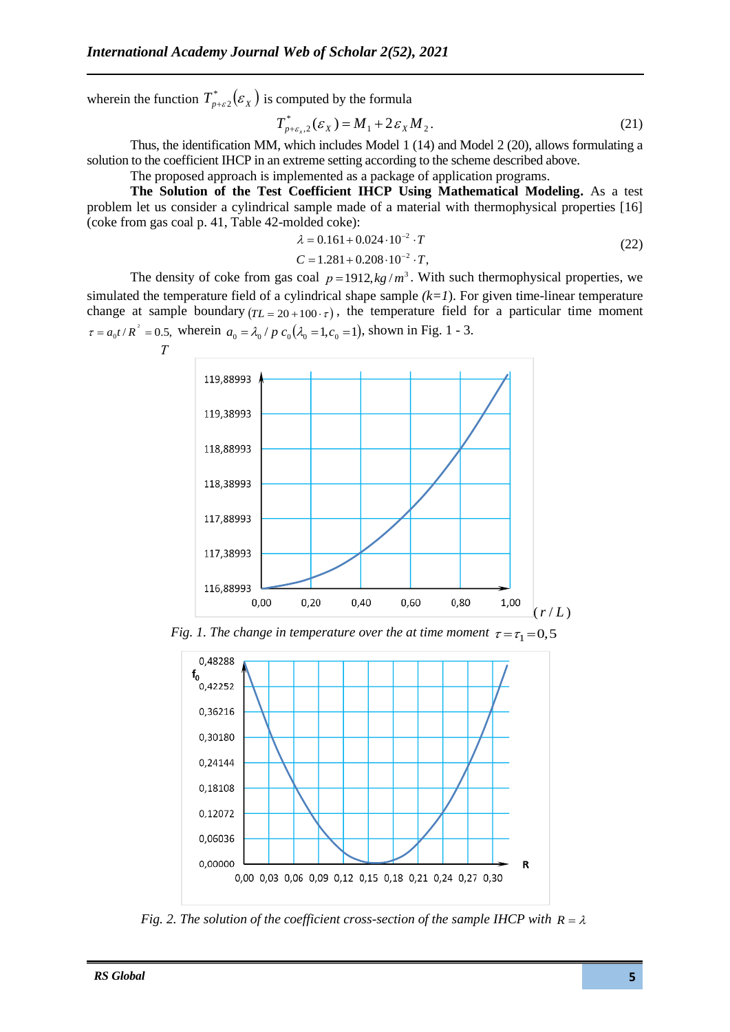wherein the function $T^*_{p+\varepsilon 2}(\varepsilon_X)$ is computed by the formula

$$T^*_{p+\varepsilon_x,2}(\varepsilon_X) = M_1 + 2\varepsilon_X M_2. \quad (21)$$

Thus, the identification MM, which includes Model 1 (14) and Model 2 (20), allows formulating a solution to the coefficient IHCP in an extreme setting according to the scheme described above.

The proposed approach is implemented as a package of application programs.

**The Solution of the Test Coefficient IHCP Using Mathematical Modeling.** As a test problem let us consider a cylindrical sample made of a material with thermophysical properties [16] (coke from gas coal p. 41, Table 42-molded coke):

$$\lambda = 0.161 + 0.024 \cdot 10^{-2} \cdot T$$
$$C = 1.281 + 0.208 \cdot 10^{-2} \cdot T, \quad (22)$$

The density of coke from gas coal $p = 1912, kg/m^3$. With such thermophysical properties, we simulated the temperature field of a cylindrical shape sample *(k=1)*. For given time-linear temperature change at sample boundary $(TL = 20 + 100 \cdot \tau)$, the temperature field for a particular time moment $\tau = a_0 t / R^2 = 0.5$, wherein $a_0 = \lambda_0 / p\, c_0 (\lambda_0 = 1, c_0 = 1)$, shown in Fig. 1 - 3.

*Fig. 1. The change in temperature over the at time moment* $\tau = \tau_1 = 0{,}5$

*Fig. 2. The solution of the coefficient cross-section of the sample IHCP with* $R = \lambda$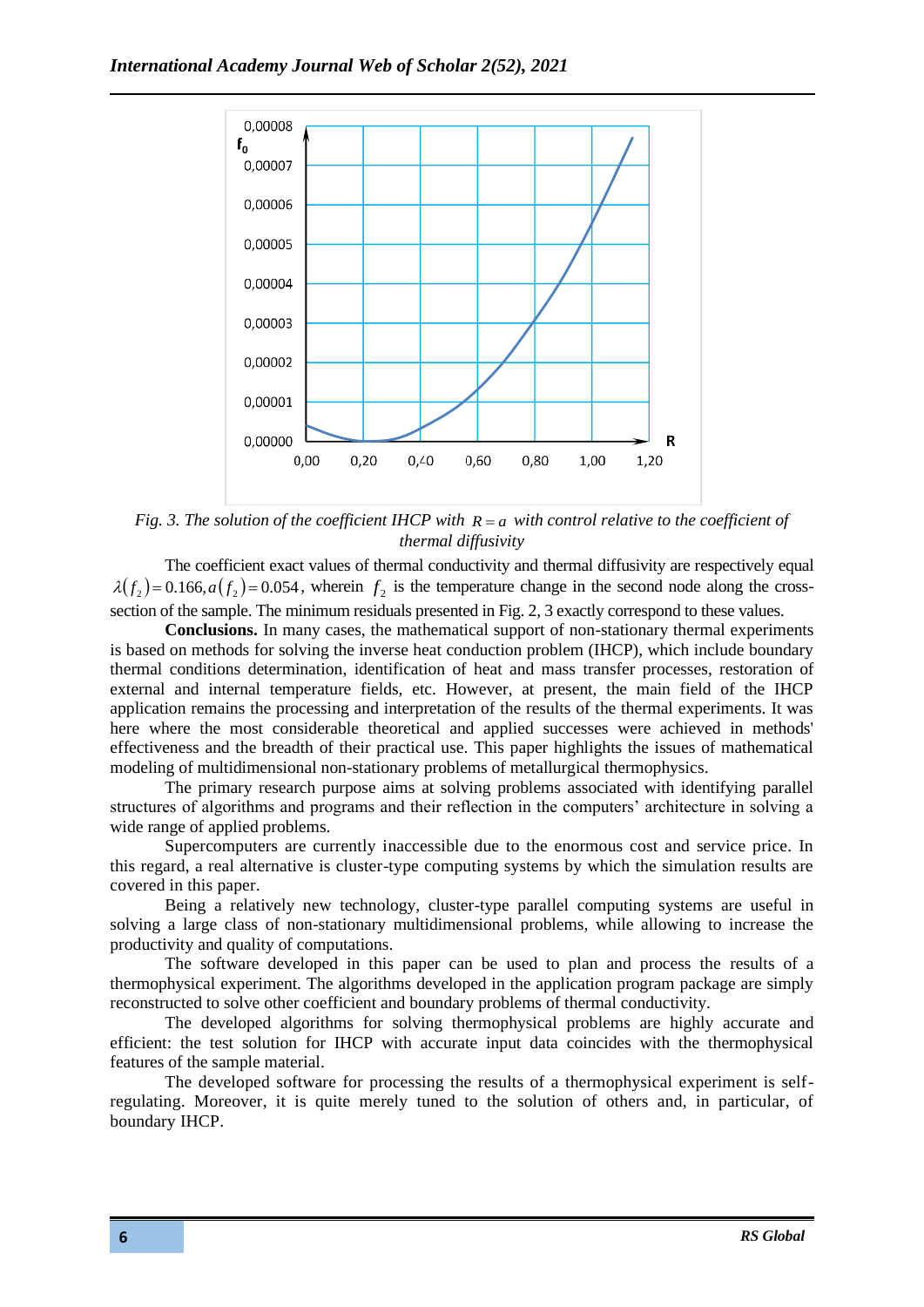*Fig. 3. The solution of the coefficient IHCP with $R = a$ with control relative to the coefficient of thermal diffusivity*

The coefficient exact values of thermal conductivity and thermal diffusivity are respectively equal $\lambda(f_2) = 0.166, a(f_2) = 0.054$, wherein $f_2$ is the temperature change in the second node along the cross-section of the sample. The minimum residuals presented in Fig. 2, 3 exactly correspond to these values.

**Conclusions.** In many cases, the mathematical support of non-stationary thermal experiments is based on methods for solving the inverse heat conduction problem (IHCP), which include boundary thermal conditions determination, identification of heat and mass transfer processes, restoration of external and internal temperature fields, etc. However, at present, the main field of the IHCP application remains the processing and interpretation of the results of the thermal experiments. It was here where the most considerable theoretical and applied successes were achieved in methods' effectiveness and the breadth of their practical use. This paper highlights the issues of mathematical modeling of multidimensional non-stationary problems of metallurgical thermophysics.

The primary research purpose aims at solving problems associated with identifying parallel structures of algorithms and programs and their reflection in the computers' architecture in solving a wide range of applied problems.

Supercomputers are currently inaccessible due to the enormous cost and service price. In this regard, a real alternative is cluster-type computing systems by which the simulation results are covered in this paper.

Being a relatively new technology, cluster-type parallel computing systems are useful in solving a large class of non-stationary multidimensional problems, while allowing to increase the productivity and quality of computations.

The software developed in this paper can be used to plan and process the results of a thermophysical experiment. The algorithms developed in the application program package are simply reconstructed to solve other coefficient and boundary problems of thermal conductivity.

The developed algorithms for solving thermophysical problems are highly accurate and efficient: the test solution for IHCP with accurate input data coincides with the thermophysical features of the sample material.

The developed software for processing the results of a thermophysical experiment is self-regulating. Moreover, it is quite merely tuned to the solution of others and, in particular, of boundary IHCP.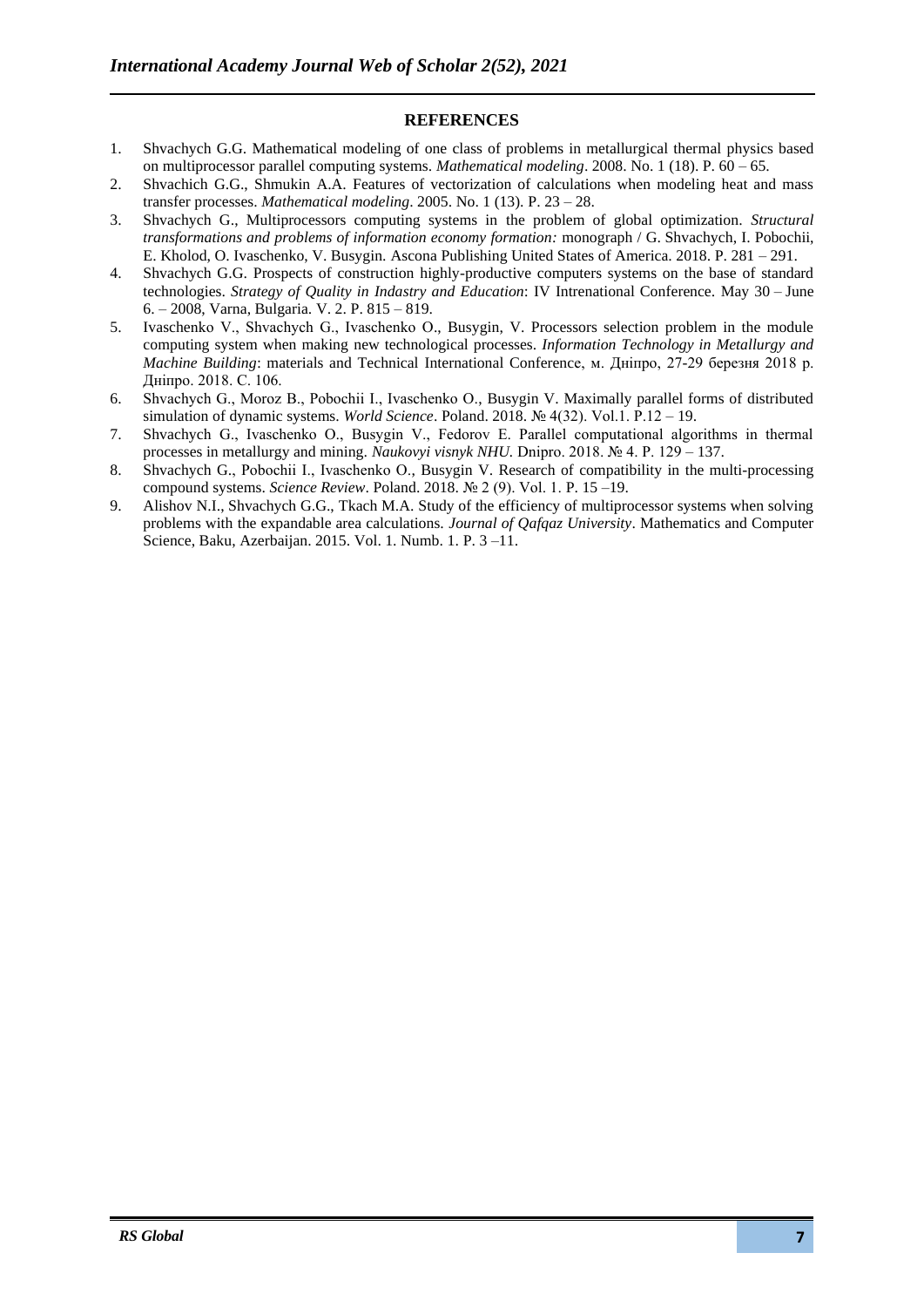## REFERENCES

1. Shvachych G.G. Mathematical modeling of one class of problems in metallurgical thermal physics based on multiprocessor parallel computing systems. *Mathematical modeling*. 2008. No. 1 (18). P. 60 – 65.
2. Shvachich G.G., Shmukin A.A. Features of vectorization of calculations when modeling heat and mass transfer processes. *Mathematical modeling*. 2005. No. 1 (13). P. 23 – 28.
3. Shvachych G., Multiprocessors computing systems in the problem of global optimization. *Structural transformations and problems of information economy formation:* monograph / G. Shvachych, I. Pobochii, E. Kholod, O. Ivaschenko, V. Busygin. Ascona Publishing United States of America. 2018. P. 281 – 291.
4. Shvachych G.G. Prospects of construction highly-productive computers systems on the base of standard technologies. *Strategy of Quality in Indastry and Education*: IV Intrenational Conference. May 30 – June 6. – 2008, Varna, Bulgaria. V. 2. P. 815 – 819.
5. Ivaschenko V., Shvachych G., Ivaschenko O., Busygin, V. Processors selection problem in the module computing system when making new technological processes. *Information Technology in Metallurgy and Machine Building*: materials and Technical International Conference, м. Дніпро, 27-29 березня 2018 р. Дніпро. 2018. С. 106.
6. Shvachych G., Moroz B., Pobochii I., Ivaschenko O., Busygin V. Maximally parallel forms of distributed simulation of dynamic systems. *World Science*. Poland. 2018. № 4(32). Vol.1. P.12 – 19.
7. Shvachych G., Ivaschenko O., Busygin V., Fedorov E. Parallel computational algorithms in thermal processes in metallurgy and mining. *Naukovyi visnyk NHU.* Dnipro. 2018. № 4. P. 129 – 137.
8. Shvachych G., Pobochii I., Ivaschenko O., Busygin V. Research of compatibility in the multi-processing compound systems. *Science Review*. Poland. 2018. № 2 (9). Vol. 1. P. 15 –19.
9. Alishov N.I., Shvachych G.G., Tkach M.A. Study of the efficiency of multiprocessor systems when solving problems with the expandable area calculations. *Journal of Qafqaz University*. Mathematics and Computer Science, Baku, Azerbaijan. 2015. Vol. 1. Numb. 1. P. 3 –11.